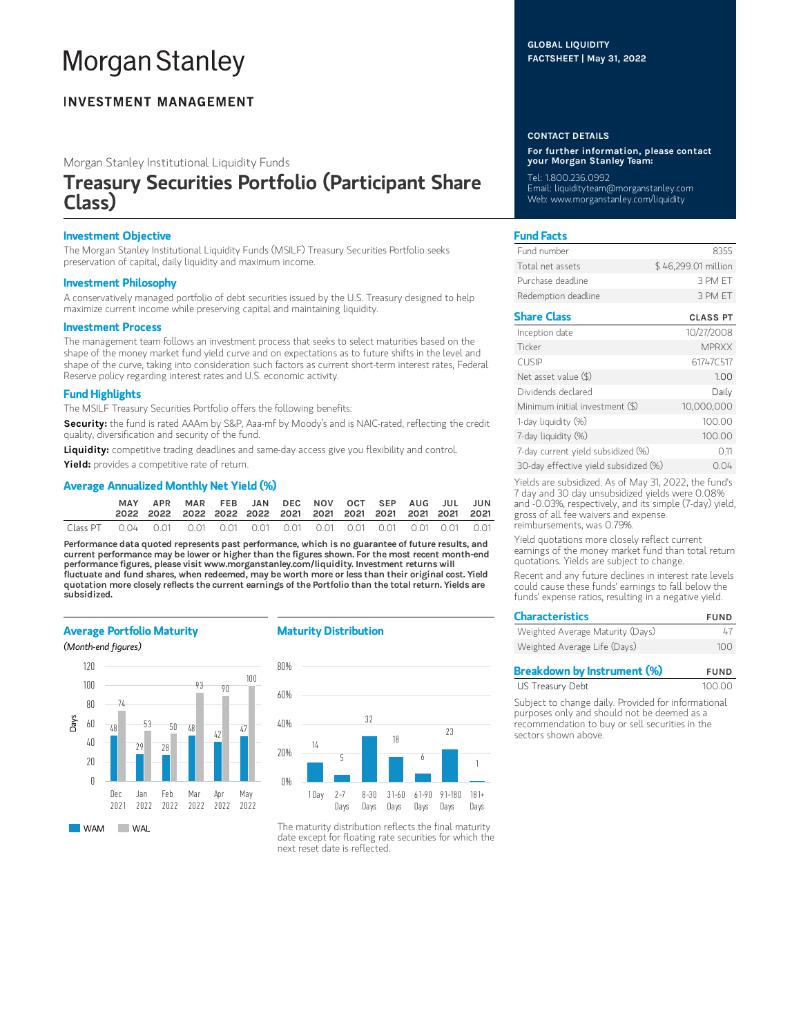# Morgan Stanley

## INVESTMENT MANAGEMENT

GLOBAL LIQUIDITY
FACTSHEET | May 31, 2022

Morgan Stanley Institutional Liquidity Funds

# Treasury Securities Portfolio (Participant Share Class)

### Investment Objective

The Morgan Stanley Institutional Liquidity Funds (MSILF) Treasury Securities Portfolio seeks preservation of capital, daily liquidity and maximum income.

### Investment Philosophy

A conservatively managed portfolio of debt securities issued by the U.S. Treasury designed to help maximize current income while preserving capital and maintaining liquidity.

### Investment Process

The management team follows an investment process that seeks to select maturities based on the shape of the money market fund yield curve and on expectations as to future shifts in the level and shape of the curve, taking into consideration such factors as current short-term interest rates, Federal Reserve policy regarding interest rates and U.S. economic activity.

### Fund Highlights

The MSILF Treasury Securities Portfolio offers the following benefits:

**Security:** the fund is rated AAAm by S&P, Aaa-mf by Moody's and is NAIC-rated, reflecting the credit quality, diversification and security of the fund.

**Liquidity:** competitive trading deadlines and same-day access give you flexibility and control.

**Yield:** provides a competitive rate of return.

### Average Annualized Monthly Net Yield (%)

| | MAY 2022 | APR 2022 | MAR 2022 | FEB 2022 | JAN 2022 | DEC 2021 | NOV 2021 | OCT 2021 | SEP 2021 | AUG 2021 | JUL 2021 | JUN 2021 |
|---|---|---|---|---|---|---|---|---|---|---|---|---|
| Class PT | 0.04 | 0.01 | 0.01 | 0.01 | 0.01 | 0.01 | 0.01 | 0.01 | 0.01 | 0.01 | 0.01 | 0.01 |

**Performance data quoted represents past performance, which is no guarantee of future results, and current performance may be lower or higher than the figures shown. For the most recent month-end performance figures, please visit www.morganstanley.com/liquidity. Investment returns will fluctuate and fund shares, when redeemed, may be worth more or less than their original cost. Yield quotation more closely reflects the current earnings of the Portfolio than the total return. Yields are subsidized.**

### Average Portfolio Maturity

*(Month-end figures)*

| Days | Dec 2021 | Jan 2022 | Feb 2022 | Mar 2022 | Apr 2022 | May 2022 |
|---|---|---|---|---|---|---|
| WAM | 48 | 29 | 28 | 48 | 42 | 47 |
| WAL | 74 | 53 | 50 | 93 | 90 | 100 |

### Maturity Distribution

| 1 Day | 2-7 Days | 8-30 Days | 31-60 Days | 61-90 Days | 91-180 Days | 181+ Days |
|---|---|---|---|---|---|---|
| 14 | 5 | 32 | 18 | 6 | 23 | 1 |

The maturity distribution reflects the final maturity date except for floating rate securities for which the next reset date is reflected.

### CONTACT DETAILS

**For further information, please contact your Morgan Stanley Team:**

Tel: 1.800.236.0992
Email: liquidityteam@morganstanley.com
Web: www.morganstanley.com/liquidity

### Fund Facts

| | |
|---|---|
| Fund number | 8355 |
| Total net assets | $ 46,299.01 million |
| Purchase deadline | 3 PM ET |
| Redemption deadline | 3 PM ET |

### Share Class

| | CLASS PT |
|---|---|
| Inception date | 10/27/2008 |
| Ticker | MPRXX |
| CUSIP | 61747C517 |
| Net asset value ($) | 1.00 |
| Dividends declared | Daily |
| Minimum initial investment ($) | 10,000,000 |
| 1-day liquidity (%) | 100.00 |
| 7-day liquidity (%) | 100.00 |
| 7-day current yield subsidized (%) | 0.11 |
| 30-day effective yield subsidized (%) | 0.04 |

Yields are subsidized. As of May 31, 2022, the fund's 7 day and 30 day unsubsidized yields were 0.08% and -0.03%, respectively, and its simple (7-day) yield, gross of all fee waivers and expense reimbursements, was 0.79%.

Yield quotations more closely reflect current earnings of the money market fund than total return quotations. Yields are subject to change.

Recent and any future declines in interest rate levels could cause these funds' earnings to fall below the funds' expense ratios, resulting in a negative yield.

### Characteristics

| | FUND |
|---|---|
| Weighted Average Maturity (Days) | 47 |
| Weighted Average Life (Days) | 100 |

### Breakdown by Instrument (%)

| | FUND |
|---|---|
| US Treasury Debt | 100.00 |

Subject to change daily. Provided for informational purposes only and should not be deemed as a recommendation to buy or sell securities in the sectors shown above.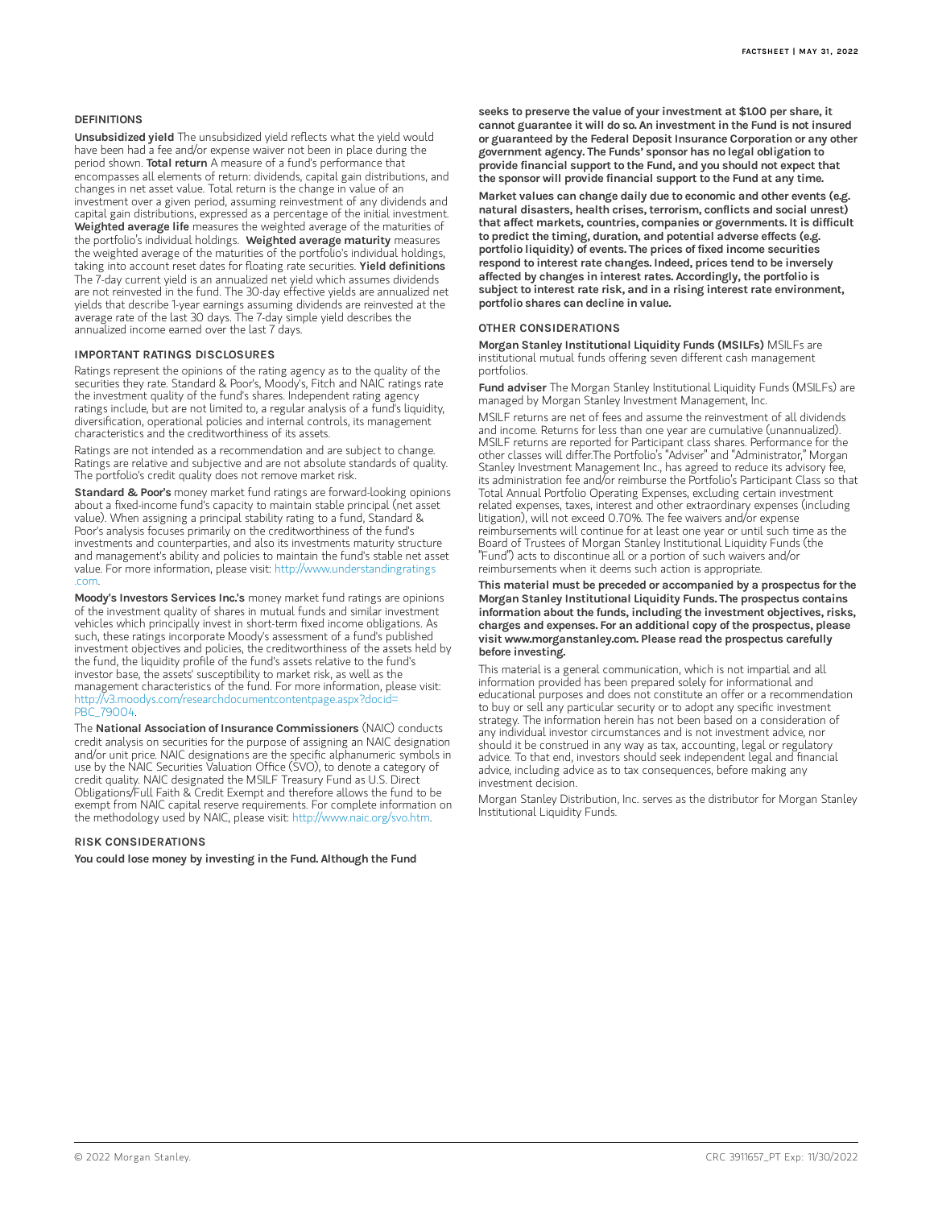## DEFINITIONS

**Unsubsidized yield** The unsubsidized yield reflects what the yield would have been had a fee and/or expense waiver not been in place during the period shown. **Total return** A measure of a fund's performance that encompasses all elements of return: dividends, capital gain distributions, and changes in net asset value. Total return is the change in value of an investment over a given period, assuming reinvestment of any dividends and capital gain distributions, expressed as a percentage of the initial investment. **Weighted average life** measures the weighted average of the maturities of the portfolio's individual holdings. **Weighted average maturity** measures the weighted average of the maturities of the portfolio's individual holdings, taking into account reset dates for floating rate securities. **Yield definitions** The 7-day current yield is an annualized net yield which assumes dividends are not reinvested in the fund. The 30-day effective yields are annualized net yields that describe 1-year earnings assuming dividends are reinvested at the average rate of the last 30 days. The 7-day simple yield describes the annualized income earned over the last 7 days.

## IMPORTANT RATINGS DISCLOSURES

Ratings represent the opinions of the rating agency as to the quality of the securities they rate. Standard & Poor's, Moody's, Fitch and NAIC ratings rate the investment quality of the fund's shares. Independent rating agency ratings include, but are not limited to, a regular analysis of a fund's liquidity, diversification, operational policies and internal controls, its management characteristics and the creditworthiness of its assets.

Ratings are not intended as a recommendation and are subject to change. Ratings are relative and subjective and are not absolute standards of quality. The portfolio's credit quality does not remove market risk.

**Standard & Poor's** money market fund ratings are forward-looking opinions about a fixed-income fund's capacity to maintain stable principal (net asset value). When assigning a principal stability rating to a fund, Standard & Poor's analysis focuses primarily on the creditworthiness of the fund's investments and counterparties, and also its investments maturity structure and management's ability and policies to maintain the fund's stable net asset value. For more information, please visit: http://www.understandingratings.com.

**Moody's Investors Services Inc.'s** money market fund ratings are opinions of the investment quality of shares in mutual funds and similar investment vehicles which principally invest in short-term fixed income obligations. As such, these ratings incorporate Moody's assessment of a fund's published investment objectives and policies, the creditworthiness of the assets held by the fund, the liquidity profile of the fund's assets relative to the fund's investor base, the assets' susceptibility to market risk, as well as the management characteristics of the fund. For more information, please visit: http://v3.moodys.com/researchdocumentcontentpage.aspx?docid=PBC_79004.

The **National Association of Insurance Commissioners** (NAIC) conducts credit analysis on securities for the purpose of assigning an NAIC designation and/or unit price. NAIC designations are the specific alphanumeric symbols in use by the NAIC Securities Valuation Office (SVO), to denote a category of credit quality. NAIC designated the MSILF Treasury Fund as U.S. Direct Obligations/Full Faith & Credit Exempt and therefore allows the fund to be exempt from NAIC capital reserve requirements. For complete information on the methodology used by NAIC, please visit: http://www.naic.org/svo.htm.

## RISK CONSIDERATIONS

**You could lose money by investing in the Fund. Although the Fund seeks to preserve the value of your investment at $1.00 per share, it cannot guarantee it will do so. An investment in the Fund is not insured or guaranteed by the Federal Deposit Insurance Corporation or any other government agency. The Funds' sponsor has no legal obligation to provide financial support to the Fund, and you should not expect that the sponsor will provide financial support to the Fund at any time.**

**Market values can change daily due to economic and other events (e.g. natural disasters, health crises, terrorism, conflicts and social unrest) that affect markets, countries, companies or governments. It is difficult to predict the timing, duration, and potential adverse effects (e.g. portfolio liquidity) of events. The prices of fixed income securities respond to interest rate changes. Indeed, prices tend to be inversely affected by changes in interest rates. Accordingly, the portfolio is subject to interest rate risk, and in a rising interest rate environment, portfolio shares can decline in value.**

## OTHER CONSIDERATIONS

**Morgan Stanley Institutional Liquidity Funds (MSILFs)** MSILFs are institutional mutual funds offering seven different cash management portfolios.

**Fund adviser** The Morgan Stanley Institutional Liquidity Funds (MSILFs) are managed by Morgan Stanley Investment Management, Inc.

MSILF returns are net of fees and assume the reinvestment of all dividends and income. Returns for less than one year are cumulative (unannualized). MSILF returns are reported for Participant class shares. Performance for the other classes will differ.The Portfolio's "Adviser" and "Administrator," Morgan Stanley Investment Management Inc., has agreed to reduce its advisory fee, its administration fee and/or reimburse the Portfolio's Participant Class so that Total Annual Portfolio Operating Expenses, excluding certain investment related expenses, taxes, interest and other extraordinary expenses (including litigation), will not exceed 0.70%. The fee waivers and/or expense reimbursements will continue for at least one year or until such time as the Board of Trustees of Morgan Stanley Institutional Liquidity Funds (the "Fund") acts to discontinue all or a portion of such waivers and/or reimbursements when it deems such action is appropriate.

**This material must be preceded or accompanied by a prospectus for the Morgan Stanley Institutional Liquidity Funds. The prospectus contains information about the funds, including the investment objectives, risks, charges and expenses. For an additional copy of the prospectus, please visit www.morganstanley.com. Please read the prospectus carefully before investing.**

This material is a general communication, which is not impartial and all information provided has been prepared solely for informational and educational purposes and does not constitute an offer or a recommendation to buy or sell any particular security or to adopt any specific investment strategy. The information herein has not been based on a consideration of any individual investor circumstances and is not investment advice, nor should it be construed in any way as tax, accounting, legal or regulatory advice. To that end, investors should seek independent legal and financial advice, including advice as to tax consequences, before making any investment decision.

Morgan Stanley Distribution, Inc. serves as the distributor for Morgan Stanley Institutional Liquidity Funds.

© 2022 Morgan Stanley.

CRC 3911657_PT Exp: 11/30/2022